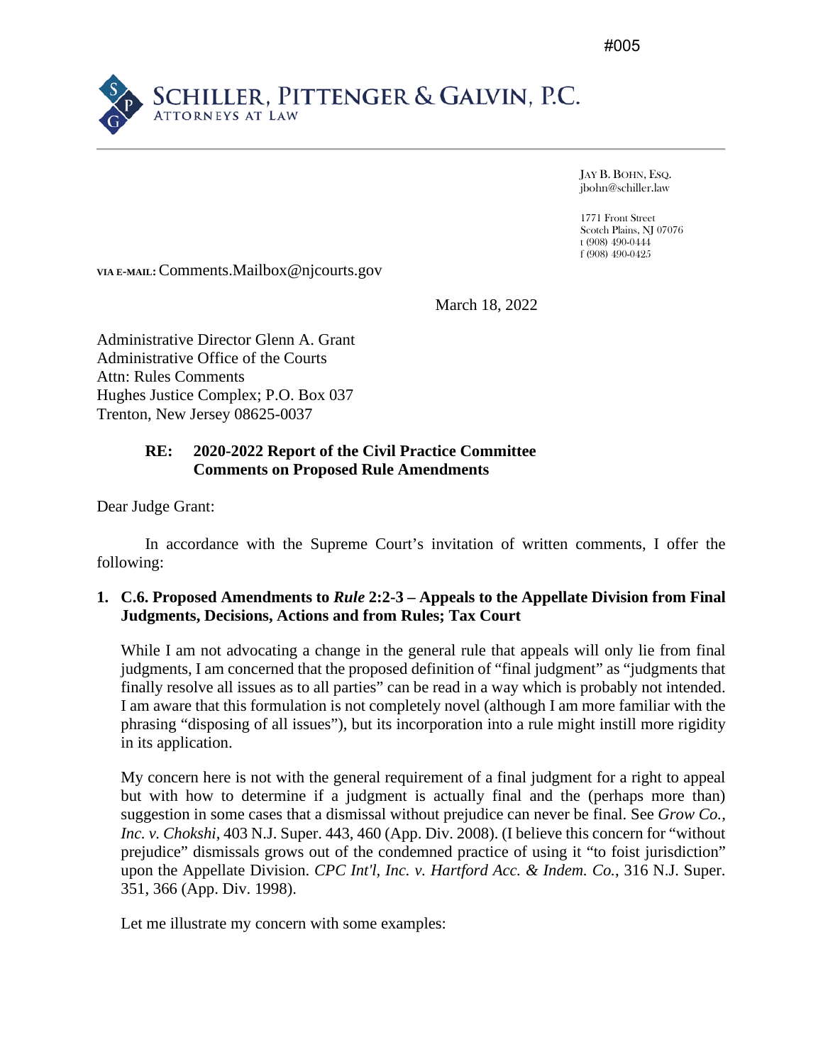#005

**SCHILLER, PITTENGER & GALVIN, P.C.**
ATTORNEYS AT LAW

JAY B. BOHN, ESQ.
jbohn@schiller.law

1771 Front Street
Scotch Plains, NJ 07076
t (908) 490-0444
f (908) 490-0425

**VIA E-MAIL:** Comments.Mailbox@njcourts.gov

March 18, 2022

Administrative Director Glenn A. Grant
Administrative Office of the Courts
Attn: Rules Comments
Hughes Justice Complex; P.O. Box 037
Trenton, New Jersey 08625-0037

**RE: 2020-2022 Report of the Civil Practice Committee**
**Comments on Proposed Rule Amendments**

Dear Judge Grant:

In accordance with the Supreme Court's invitation of written comments, I offer the following:

**1. C.6. Proposed Amendments to *Rule* 2:2-3 – Appeals to the Appellate Division from Final Judgments, Decisions, Actions and from Rules; Tax Court**

While I am not advocating a change in the general rule that appeals will only lie from final judgments, I am concerned that the proposed definition of "final judgment" as "judgments that finally resolve all issues as to all parties" can be read in a way which is probably not intended. I am aware that this formulation is not completely novel (although I am more familiar with the phrasing "disposing of all issues"), but its incorporation into a rule might instill more rigidity in its application.

My concern here is not with the general requirement of a final judgment for a right to appeal but with how to determine if a judgment is actually final and the (perhaps more than) suggestion in some cases that a dismissal without prejudice can never be final. See *Grow Co., Inc. v. Chokshi*, 403 N.J. Super. 443, 460 (App. Div. 2008). (I believe this concern for "without prejudice" dismissals grows out of the condemned practice of using it "to foist jurisdiction" upon the Appellate Division. *CPC Int'l, Inc. v. Hartford Acc. & Indem. Co.*, 316 N.J. Super. 351, 366 (App. Div. 1998).

Let me illustrate my concern with some examples: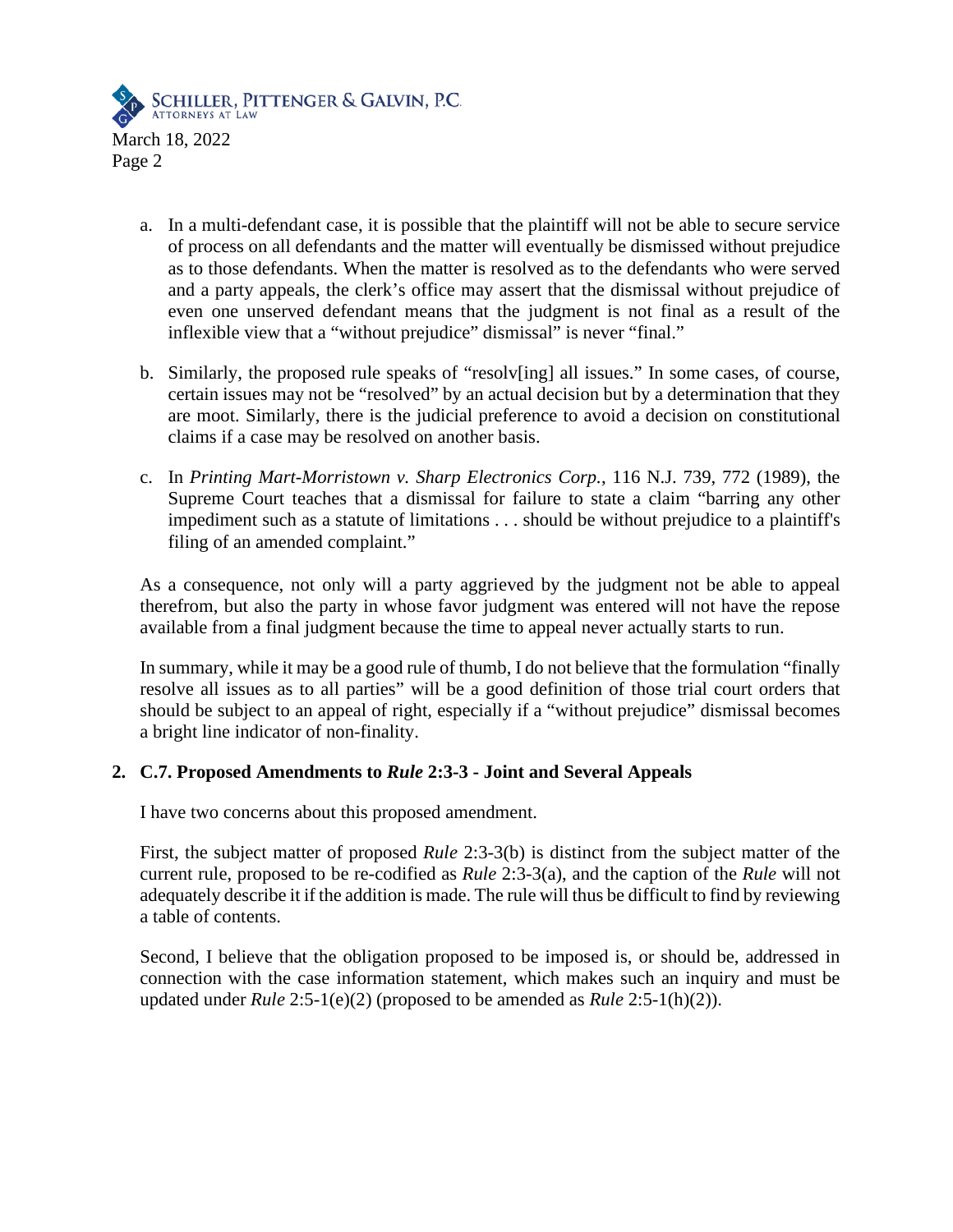a. In a multi-defendant case, it is possible that the plaintiff will not be able to secure service of process on all defendants and the matter will eventually be dismissed without prejudice as to those defendants. When the matter is resolved as to the defendants who were served and a party appeals, the clerk's office may assert that the dismissal without prejudice of even one unserved defendant means that the judgment is not final as a result of the inflexible view that a "without prejudice" dismissal" is never "final."

b. Similarly, the proposed rule speaks of "resolv[ing] all issues." In some cases, of course, certain issues may not be "resolved" by an actual decision but by a determination that they are moot. Similarly, there is the judicial preference to avoid a decision on constitutional claims if a case may be resolved on another basis.

c. In *Printing Mart-Morristown v. Sharp Electronics Corp.*, 116 N.J. 739, 772 (1989), the Supreme Court teaches that a dismissal for failure to state a claim "barring any other impediment such as a statute of limitations . . . should be without prejudice to a plaintiff's filing of an amended complaint."

As a consequence, not only will a party aggrieved by the judgment not be able to appeal therefrom, but also the party in whose favor judgment was entered will not have the repose available from a final judgment because the time to appeal never actually starts to run.

In summary, while it may be a good rule of thumb, I do not believe that the formulation "finally resolve all issues as to all parties" will be a good definition of those trial court orders that should be subject to an appeal of right, especially if a "without prejudice" dismissal becomes a bright line indicator of non-finality.

**2. C.7. Proposed Amendments to *Rule* 2:3-3 - Joint and Several Appeals**

I have two concerns about this proposed amendment.

First, the subject matter of proposed *Rule* 2:3-3(b) is distinct from the subject matter of the current rule, proposed to be re-codified as *Rule* 2:3-3(a), and the caption of the *Rule* will not adequately describe it if the addition is made. The rule will thus be difficult to find by reviewing a table of contents.

Second, I believe that the obligation proposed to be imposed is, or should be, addressed in connection with the case information statement, which makes such an inquiry and must be updated under *Rule* 2:5-1(e)(2) (proposed to be amended as *Rule* 2:5-1(h)(2)).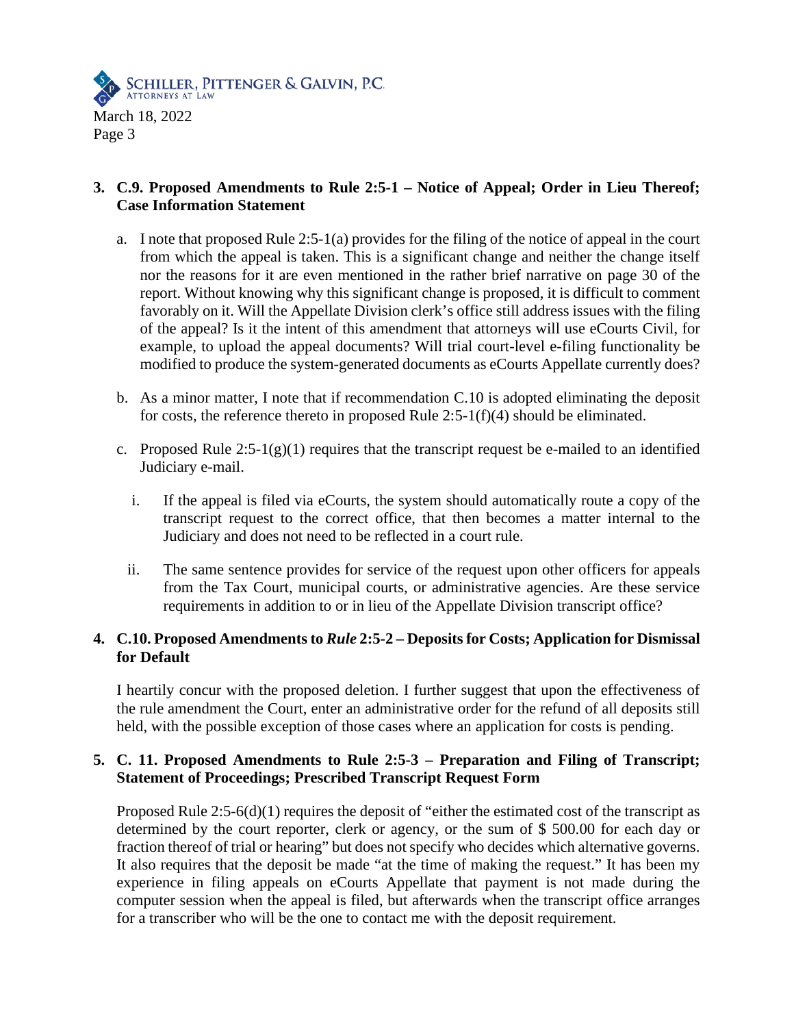**3. C.9. Proposed Amendments to Rule 2:5-1 – Notice of Appeal; Order in Lieu Thereof; Case Information Statement**

a. I note that proposed Rule 2:5-1(a) provides for the filing of the notice of appeal in the court from which the appeal is taken. This is a significant change and neither the change itself nor the reasons for it are even mentioned in the rather brief narrative on page 30 of the report. Without knowing why this significant change is proposed, it is difficult to comment favorably on it. Will the Appellate Division clerk's office still address issues with the filing of the appeal? Is it the intent of this amendment that attorneys will use eCourts Civil, for example, to upload the appeal documents? Will trial court-level e-filing functionality be modified to produce the system-generated documents as eCourts Appellate currently does?

b. As a minor matter, I note that if recommendation C.10 is adopted eliminating the deposit for costs, the reference thereto in proposed Rule 2:5-1(f)(4) should be eliminated.

c. Proposed Rule 2:5-1(g)(1) requires that the transcript request be e-mailed to an identified Judiciary e-mail.

   i. If the appeal is filed via eCourts, the system should automatically route a copy of the transcript request to the correct office, that then becomes a matter internal to the Judiciary and does not need to be reflected in a court rule.

   ii. The same sentence provides for service of the request upon other officers for appeals from the Tax Court, municipal courts, or administrative agencies. Are these service requirements in addition to or in lieu of the Appellate Division transcript office?

**4. C.10. Proposed Amendments to *Rule* 2:5-2 – Deposits for Costs; Application for Dismissal for Default**

I heartily concur with the proposed deletion. I further suggest that upon the effectiveness of the rule amendment the Court, enter an administrative order for the refund of all deposits still held, with the possible exception of those cases where an application for costs is pending.

**5. C. 11. Proposed Amendments to Rule 2:5-3 – Preparation and Filing of Transcript; Statement of Proceedings; Prescribed Transcript Request Form**

Proposed Rule 2:5-6(d)(1) requires the deposit of "either the estimated cost of the transcript as determined by the court reporter, clerk or agency, or the sum of $ 500.00 for each day or fraction thereof of trial or hearing" but does not specify who decides which alternative governs. It also requires that the deposit be made "at the time of making the request." It has been my experience in filing appeals on eCourts Appellate that payment is not made during the computer session when the appeal is filed, but afterwards when the transcript office arranges for a transcriber who will be the one to contact me with the deposit requirement.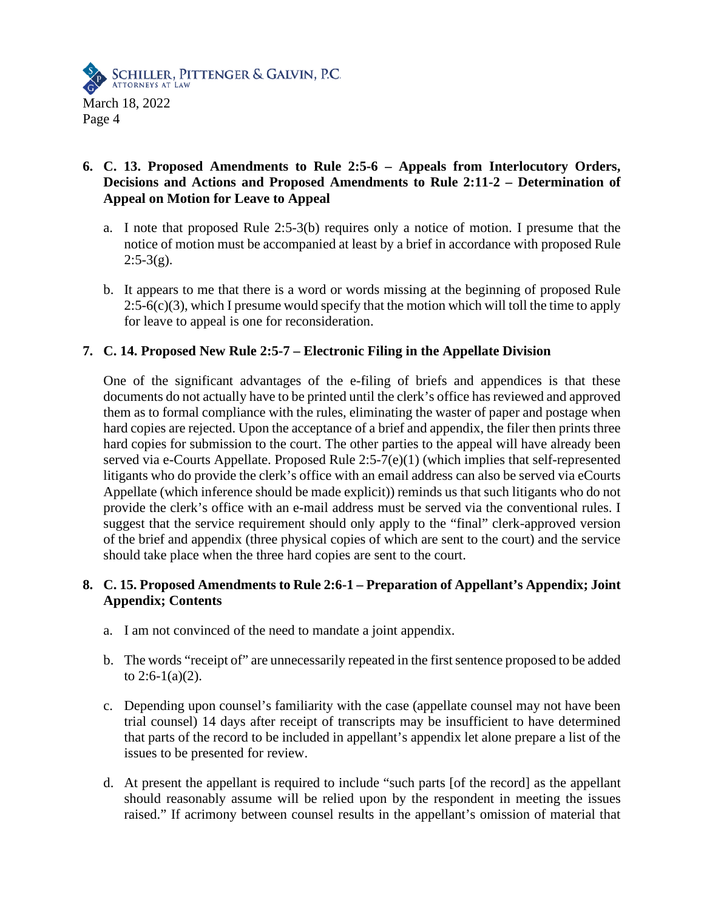**6. C. 13. Proposed Amendments to Rule 2:5-6 – Appeals from Interlocutory Orders, Decisions and Actions and Proposed Amendments to Rule 2:11-2 – Determination of Appeal on Motion for Leave to Appeal**

a. I note that proposed Rule 2:5-3(b) requires only a notice of motion. I presume that the notice of motion must be accompanied at least by a brief in accordance with proposed Rule 2:5-3(g).

b. It appears to me that there is a word or words missing at the beginning of proposed Rule 2:5-6(c)(3), which I presume would specify that the motion which will toll the time to apply for leave to appeal is one for reconsideration.

**7. C. 14. Proposed New Rule 2:5-7 – Electronic Filing in the Appellate Division**

One of the significant advantages of the e-filing of briefs and appendices is that these documents do not actually have to be printed until the clerk's office has reviewed and approved them as to formal compliance with the rules, eliminating the waster of paper and postage when hard copies are rejected. Upon the acceptance of a brief and appendix, the filer then prints three hard copies for submission to the court. The other parties to the appeal will have already been served via e-Courts Appellate. Proposed Rule 2:5-7(e)(1) (which implies that self-represented litigants who do provide the clerk's office with an email address can also be served via eCourts Appellate (which inference should be made explicit)) reminds us that such litigants who do not provide the clerk's office with an e-mail address must be served via the conventional rules. I suggest that the service requirement should only apply to the "final" clerk-approved version of the brief and appendix (three physical copies of which are sent to the court) and the service should take place when the three hard copies are sent to the court.

**8. C. 15. Proposed Amendments to Rule 2:6-1 – Preparation of Appellant's Appendix; Joint Appendix; Contents**

a. I am not convinced of the need to mandate a joint appendix.

b. The words "receipt of" are unnecessarily repeated in the first sentence proposed to be added to 2:6-1(a)(2).

c. Depending upon counsel's familiarity with the case (appellate counsel may not have been trial counsel) 14 days after receipt of transcripts may be insufficient to have determined that parts of the record to be included in appellant's appendix let alone prepare a list of the issues to be presented for review.

d. At present the appellant is required to include "such parts [of the record] as the appellant should reasonably assume will be relied upon by the respondent in meeting the issues raised." If acrimony between counsel results in the appellant's omission of material that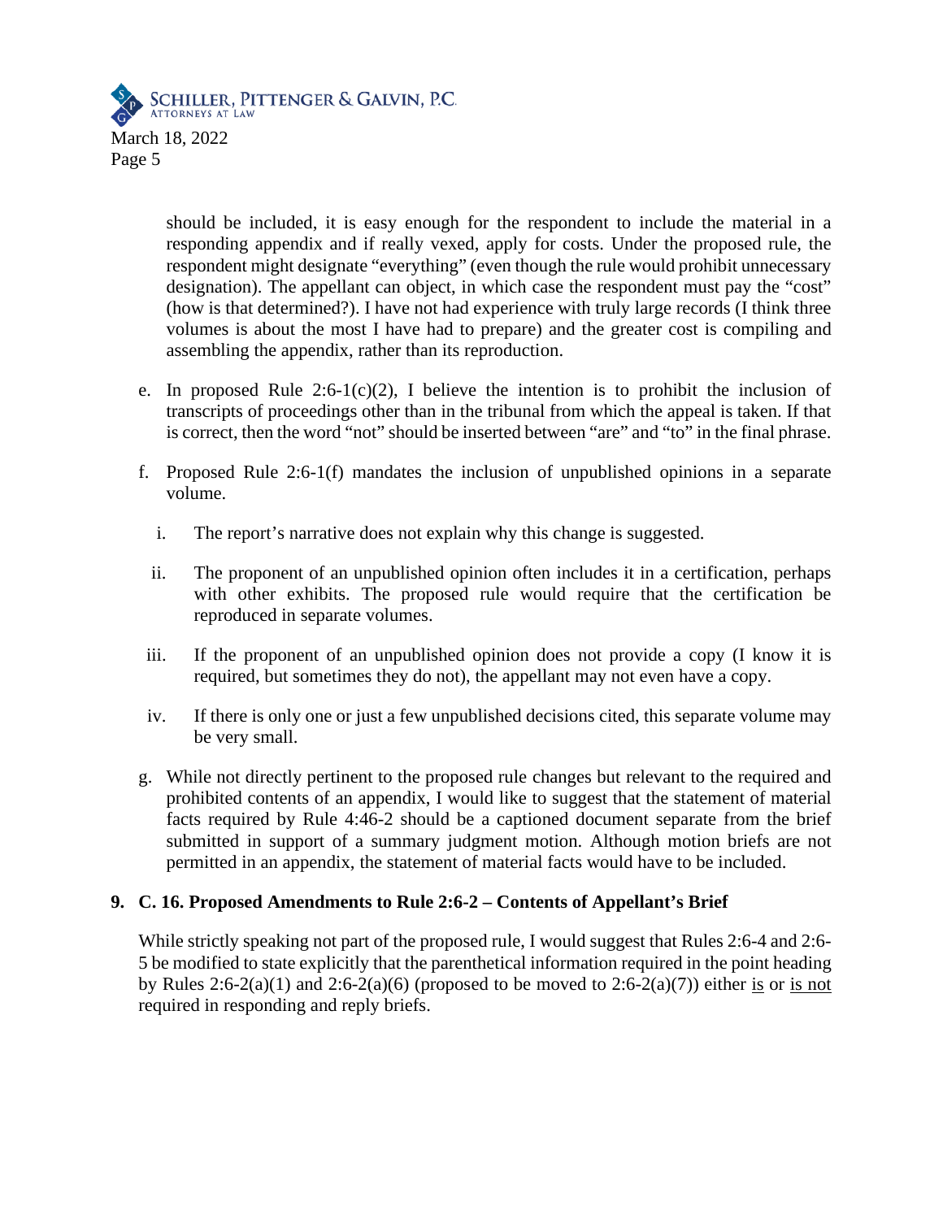should be included, it is easy enough for the respondent to include the material in a responding appendix and if really vexed, apply for costs. Under the proposed rule, the respondent might designate "everything" (even though the rule would prohibit unnecessary designation). The appellant can object, in which case the respondent must pay the "cost" (how is that determined?). I have not had experience with truly large records (I think three volumes is about the most I have had to prepare) and the greater cost is compiling and assembling the appendix, rather than its reproduction.

e. In proposed Rule 2:6-1(c)(2), I believe the intention is to prohibit the inclusion of transcripts of proceedings other than in the tribunal from which the appeal is taken. If that is correct, then the word "not" should be inserted between "are" and "to" in the final phrase.

f. Proposed Rule 2:6-1(f) mandates the inclusion of unpublished opinions in a separate volume.

   i. The report's narrative does not explain why this change is suggested.

   ii. The proponent of an unpublished opinion often includes it in a certification, perhaps with other exhibits. The proposed rule would require that the certification be reproduced in separate volumes.

   iii. If the proponent of an unpublished opinion does not provide a copy (I know it is required, but sometimes they do not), the appellant may not even have a copy.

   iv. If there is only one or just a few unpublished decisions cited, this separate volume may be very small.

g. While not directly pertinent to the proposed rule changes but relevant to the required and prohibited contents of an appendix, I would like to suggest that the statement of material facts required by Rule 4:46-2 should be a captioned document separate from the brief submitted in support of a summary judgment motion. Although motion briefs are not permitted in an appendix, the statement of material facts would have to be included.

**9. C. 16. Proposed Amendments to Rule 2:6-2 – Contents of Appellant's Brief**

While strictly speaking not part of the proposed rule, I would suggest that Rules 2:6-4 and 2:6-5 be modified to state explicitly that the parenthetical information required in the point heading by Rules 2:6-2(a)(1) and 2:6-2(a)(6) (proposed to be moved to 2:6-2(a)(7)) either <u>is</u> or <u>is not</u> required in responding and reply briefs.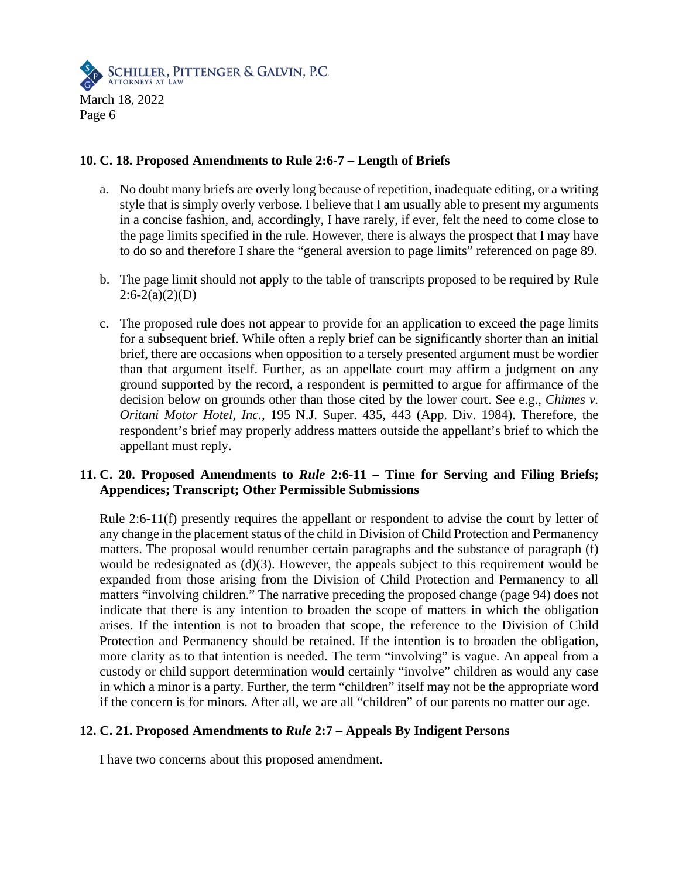**10. C. 18. Proposed Amendments to Rule 2:6-7 – Length of Briefs**

a. No doubt many briefs are overly long because of repetition, inadequate editing, or a writing style that is simply overly verbose. I believe that I am usually able to present my arguments in a concise fashion, and, accordingly, I have rarely, if ever, felt the need to come close to the page limits specified in the rule. However, there is always the prospect that I may have to do so and therefore I share the "general aversion to page limits" referenced on page 89.

b. The page limit should not apply to the table of transcripts proposed to be required by Rule 2:6-2(a)(2)(D)

c. The proposed rule does not appear to provide for an application to exceed the page limits for a subsequent brief. While often a reply brief can be significantly shorter than an initial brief, there are occasions when opposition to a tersely presented argument must be wordier than that argument itself. Further, as an appellate court may affirm a judgment on any ground supported by the record, a respondent is permitted to argue for affirmance of the decision below on grounds other than those cited by the lower court. See e.g., *Chimes v. Oritani Motor Hotel, Inc.*, 195 N.J. Super. 435, 443 (App. Div. 1984). Therefore, the respondent's brief may properly address matters outside the appellant's brief to which the appellant must reply.

**11. C. 20. Proposed Amendments to *Rule* 2:6-11 – Time for Serving and Filing Briefs; Appendices; Transcript; Other Permissible Submissions**

Rule 2:6-11(f) presently requires the appellant or respondent to advise the court by letter of any change in the placement status of the child in Division of Child Protection and Permanency matters. The proposal would renumber certain paragraphs and the substance of paragraph (f) would be redesignated as (d)(3). However, the appeals subject to this requirement would be expanded from those arising from the Division of Child Protection and Permanency to all matters "involving children." The narrative preceding the proposed change (page 94) does not indicate that there is any intention to broaden the scope of matters in which the obligation arises. If the intention is not to broaden that scope, the reference to the Division of Child Protection and Permanency should be retained. If the intention is to broaden the obligation, more clarity as to that intention is needed. The term "involving" is vague. An appeal from a custody or child support determination would certainly "involve" children as would any case in which a minor is a party. Further, the term "children" itself may not be the appropriate word if the concern is for minors. After all, we are all "children" of our parents no matter our age.

**12. C. 21. Proposed Amendments to *Rule* 2:7 – Appeals By Indigent Persons**

I have two concerns about this proposed amendment.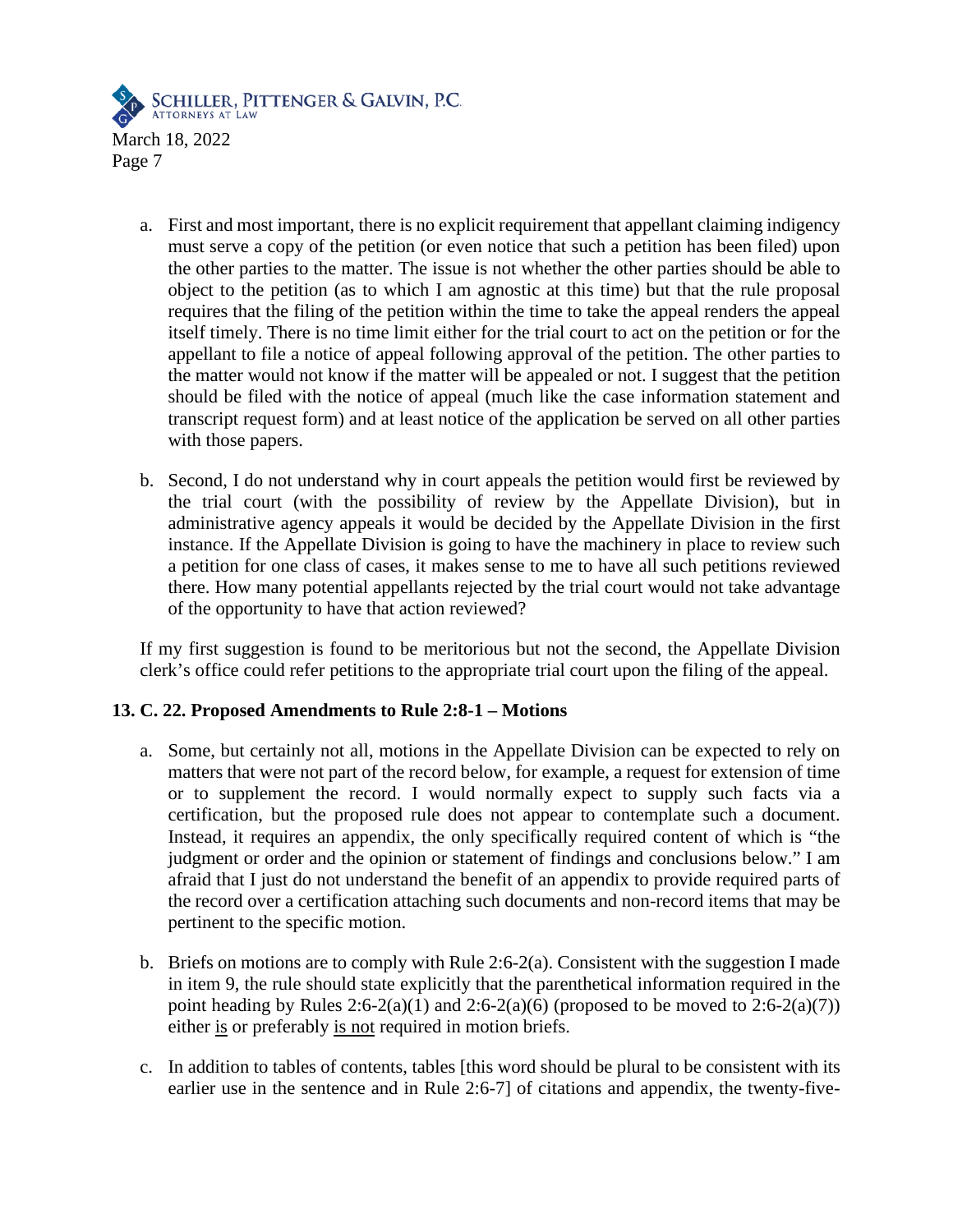a. First and most important, there is no explicit requirement that appellant claiming indigency must serve a copy of the petition (or even notice that such a petition has been filed) upon the other parties to the matter. The issue is not whether the other parties should be able to object to the petition (as to which I am agnostic at this time) but that the rule proposal requires that the filing of the petition within the time to take the appeal renders the appeal itself timely. There is no time limit either for the trial court to act on the petition or for the appellant to file a notice of appeal following approval of the petition. The other parties to the matter would not know if the matter will be appealed or not. I suggest that the petition should be filed with the notice of appeal (much like the case information statement and transcript request form) and at least notice of the application be served on all other parties with those papers.

b. Second, I do not understand why in court appeals the petition would first be reviewed by the trial court (with the possibility of review by the Appellate Division), but in administrative agency appeals it would be decided by the Appellate Division in the first instance. If the Appellate Division is going to have the machinery in place to review such a petition for one class of cases, it makes sense to me to have all such petitions reviewed there. How many potential appellants rejected by the trial court would not take advantage of the opportunity to have that action reviewed?

If my first suggestion is found to be meritorious but not the second, the Appellate Division clerk's office could refer petitions to the appropriate trial court upon the filing of the appeal.

**13. C. 22. Proposed Amendments to Rule 2:8-1 – Motions**

a. Some, but certainly not all, motions in the Appellate Division can be expected to rely on matters that were not part of the record below, for example, a request for extension of time or to supplement the record. I would normally expect to supply such facts via a certification, but the proposed rule does not appear to contemplate such a document. Instead, it requires an appendix, the only specifically required content of which is "the judgment or order and the opinion or statement of findings and conclusions below." I am afraid that I just do not understand the benefit of an appendix to provide required parts of the record over a certification attaching such documents and non-record items that may be pertinent to the specific motion.

b. Briefs on motions are to comply with Rule 2:6-2(a). Consistent with the suggestion I made in item 9, the rule should state explicitly that the parenthetical information required in the point heading by Rules 2:6-2(a)(1) and 2:6-2(a)(6) (proposed to be moved to 2:6-2(a)(7)) either <u>is</u> or preferably <u>is not</u> required in motion briefs.

c. In addition to tables of contents, tables [this word should be plural to be consistent with its earlier use in the sentence and in Rule 2:6-7] of citations and appendix, the twenty-five-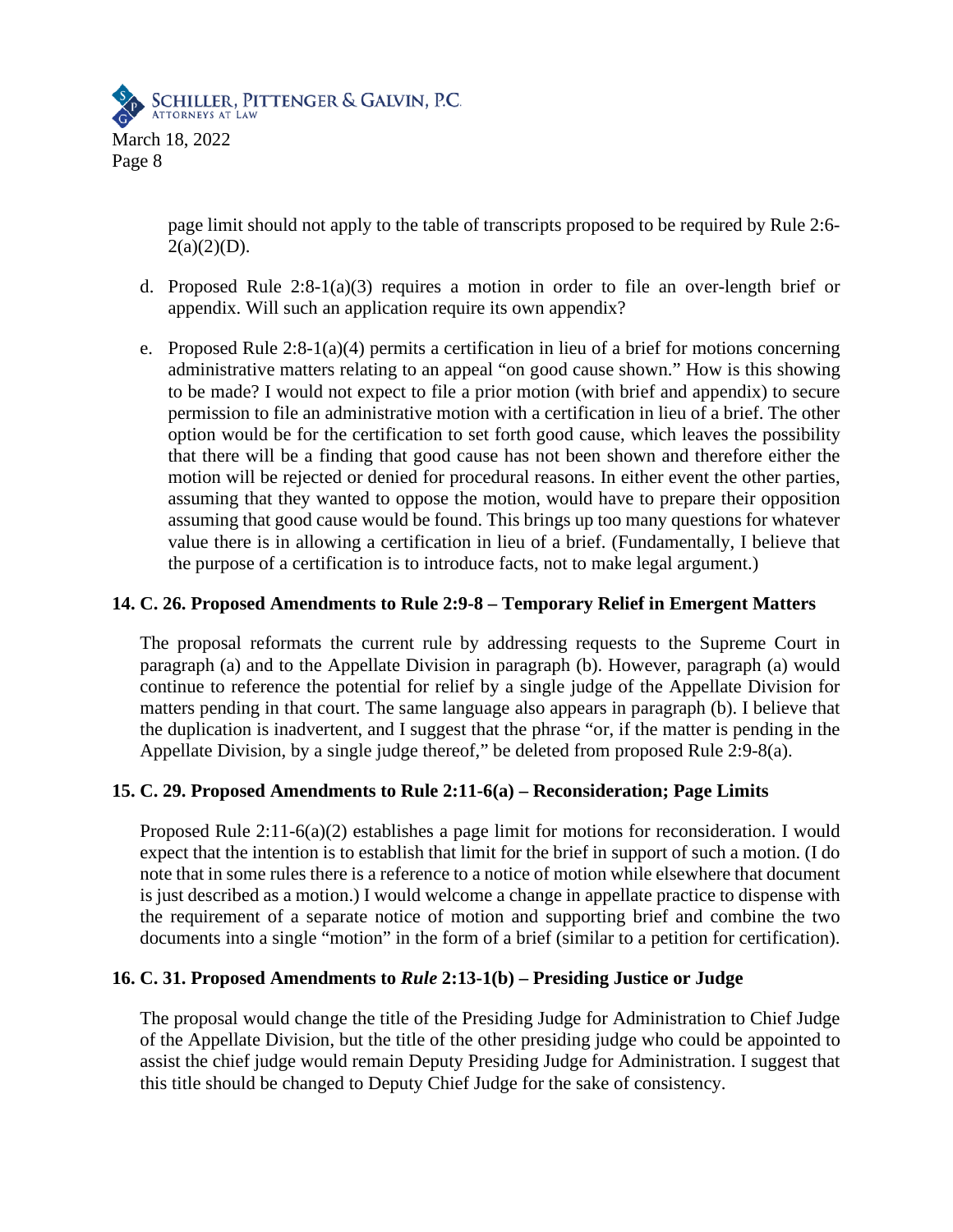page limit should not apply to the table of transcripts proposed to be required by Rule 2:6-2(a)(2)(D).

d. Proposed Rule 2:8-1(a)(3) requires a motion in order to file an over-length brief or appendix. Will such an application require its own appendix?

e. Proposed Rule 2:8-1(a)(4) permits a certification in lieu of a brief for motions concerning administrative matters relating to an appeal "on good cause shown." How is this showing to be made? I would not expect to file a prior motion (with brief and appendix) to secure permission to file an administrative motion with a certification in lieu of a brief. The other option would be for the certification to set forth good cause, which leaves the possibility that there will be a finding that good cause has not been shown and therefore either the motion will be rejected or denied for procedural reasons. In either event the other parties, assuming that they wanted to oppose the motion, would have to prepare their opposition assuming that good cause would be found. This brings up too many questions for whatever value there is in allowing a certification in lieu of a brief. (Fundamentally, I believe that the purpose of a certification is to introduce facts, not to make legal argument.)

**14. C. 26. Proposed Amendments to Rule 2:9-8 – Temporary Relief in Emergent Matters**

The proposal reformats the current rule by addressing requests to the Supreme Court in paragraph (a) and to the Appellate Division in paragraph (b). However, paragraph (a) would continue to reference the potential for relief by a single judge of the Appellate Division for matters pending in that court. The same language also appears in paragraph (b). I believe that the duplication is inadvertent, and I suggest that the phrase "or, if the matter is pending in the Appellate Division, by a single judge thereof," be deleted from proposed Rule 2:9-8(a).

**15. C. 29. Proposed Amendments to Rule 2:11-6(a) – Reconsideration; Page Limits**

Proposed Rule 2:11-6(a)(2) establishes a page limit for motions for reconsideration. I would expect that the intention is to establish that limit for the brief in support of such a motion. (I do note that in some rules there is a reference to a notice of motion while elsewhere that document is just described as a motion.) I would welcome a change in appellate practice to dispense with the requirement of a separate notice of motion and supporting brief and combine the two documents into a single "motion" in the form of a brief (similar to a petition for certification).

**16. C. 31. Proposed Amendments to *Rule* 2:13-1(b) – Presiding Justice or Judge**

The proposal would change the title of the Presiding Judge for Administration to Chief Judge of the Appellate Division, but the title of the other presiding judge who could be appointed to assist the chief judge would remain Deputy Presiding Judge for Administration. I suggest that this title should be changed to Deputy Chief Judge for the sake of consistency.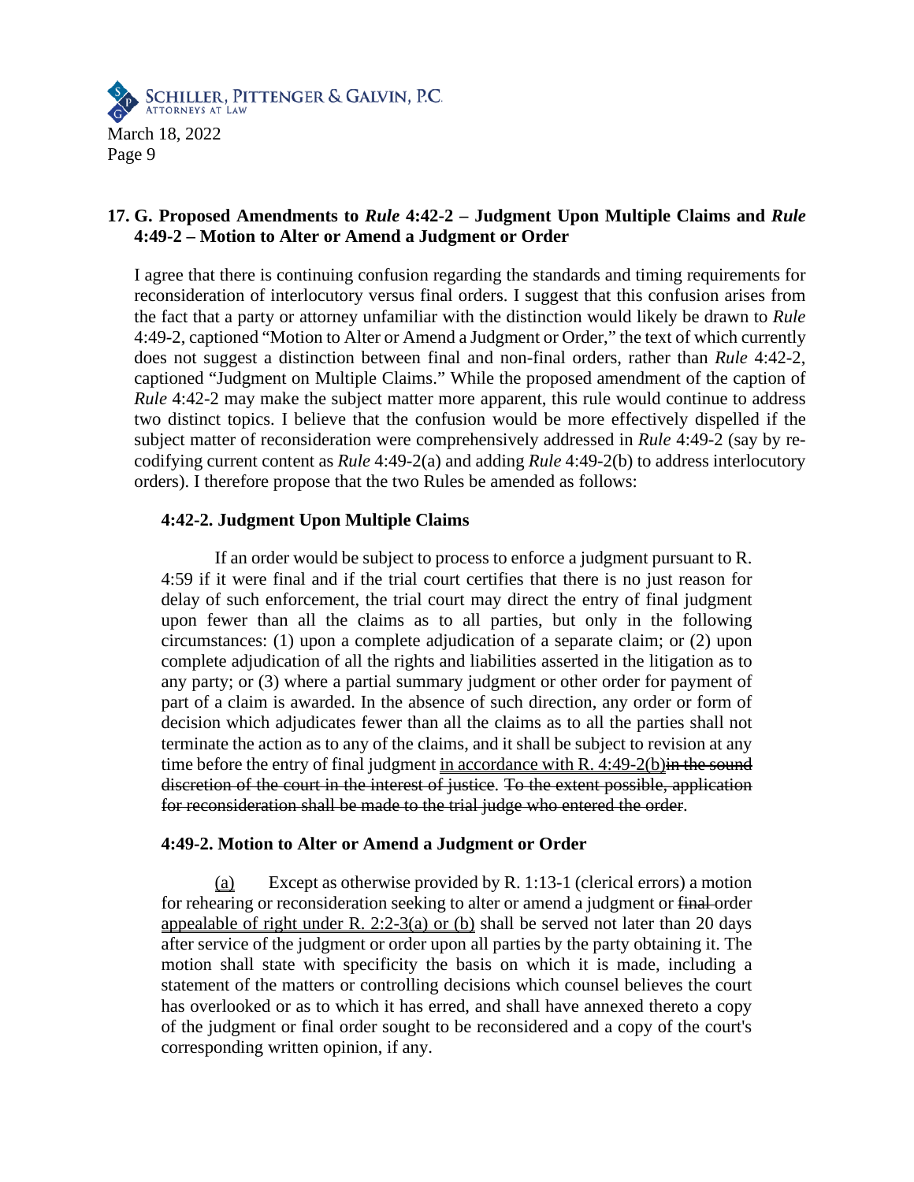## 17. G. Proposed Amendments to *Rule* 4:42-2 – Judgment Upon Multiple Claims and *Rule* 4:49-2 – Motion to Alter or Amend a Judgment or Order

I agree that there is continuing confusion regarding the standards and timing requirements for reconsideration of interlocutory versus final orders. I suggest that this confusion arises from the fact that a party or attorney unfamiliar with the distinction would likely be drawn to *Rule* 4:49-2, captioned "Motion to Alter or Amend a Judgment or Order," the text of which currently does not suggest a distinction between final and non-final orders, rather than *Rule* 4:42-2, captioned "Judgment on Multiple Claims." While the proposed amendment of the caption of *Rule* 4:42-2 may make the subject matter more apparent, this rule would continue to address two distinct topics. I believe that the confusion would be more effectively dispelled if the subject matter of reconsideration were comprehensively addressed in *Rule* 4:49-2 (say by re-codifying current content as *Rule* 4:49-2(a) and adding *Rule* 4:49-2(b) to address interlocutory orders). I therefore propose that the two Rules be amended as follows:

### 4:42-2. Judgment Upon Multiple Claims

If an order would be subject to process to enforce a judgment pursuant to R. 4:59 if it were final and if the trial court certifies that there is no just reason for delay of such enforcement, the trial court may direct the entry of final judgment upon fewer than all the claims as to all parties, but only in the following circumstances: (1) upon a complete adjudication of a separate claim; or (2) upon complete adjudication of all the rights and liabilities asserted in the litigation as to any party; or (3) where a partial summary judgment or other order for payment of part of a claim is awarded. In the absence of such direction, any order or form of decision which adjudicates fewer than all the claims as to all the parties shall not terminate the action as to any of the claims, and it shall be subject to revision at any time before the entry of final judgment <u>in accordance with R. 4:49-2(b)</u>~~in the sound discretion of the court in the interest of justice~~. ~~To the extent possible, application for reconsideration shall be made to the trial judge who entered the order~~.

### 4:49-2. Motion to Alter or Amend a Judgment or Order

<u>(a)</u> Except as otherwise provided by R. 1:13-1 (clerical errors) a motion for rehearing or reconsideration seeking to alter or amend a judgment or ~~final~~ order <u>appealable of right under R. 2:2-3(a) or (b)</u> shall be served not later than 20 days after service of the judgment or order upon all parties by the party obtaining it. The motion shall state with specificity the basis on which it is made, including a statement of the matters or controlling decisions which counsel believes the court has overlooked or as to which it has erred, and shall have annexed thereto a copy of the judgment or final order sought to be reconsidered and a copy of the court's corresponding written opinion, if any.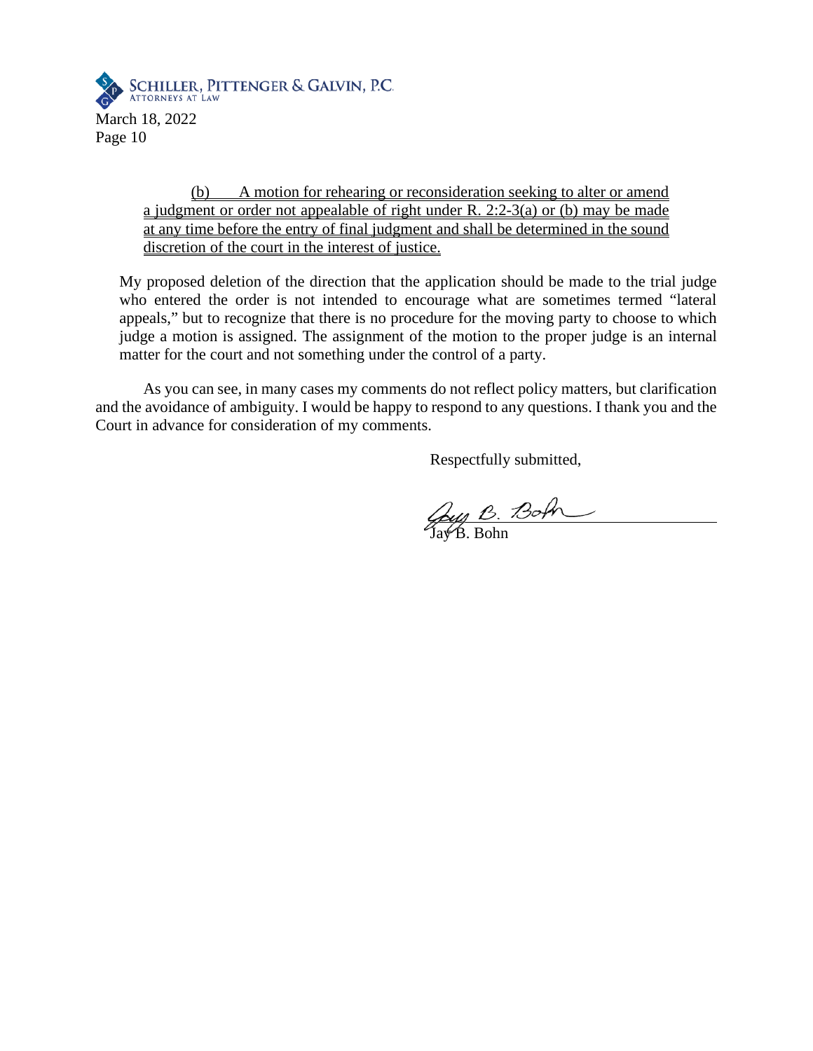<u>(b) A motion for rehearing or reconsideration seeking to alter or amend a judgment or order not appealable of right under R. 2:2-3(a) or (b) may be made at any time before the entry of final judgment and shall be determined in the sound discretion of the court in the interest of justice.</u>

My proposed deletion of the direction that the application should be made to the trial judge who entered the order is not intended to encourage what are sometimes termed "lateral appeals," but to recognize that there is no procedure for the moving party to choose to which judge a motion is assigned. The assignment of the motion to the proper judge is an internal matter for the court and not something under the control of a party.

As you can see, in many cases my comments do not reflect policy matters, but clarification and the avoidance of ambiguity. I would be happy to respond to any questions. I thank you and the Court in advance for consideration of my comments.

Respectfully submitted,

Jay B. Bohn